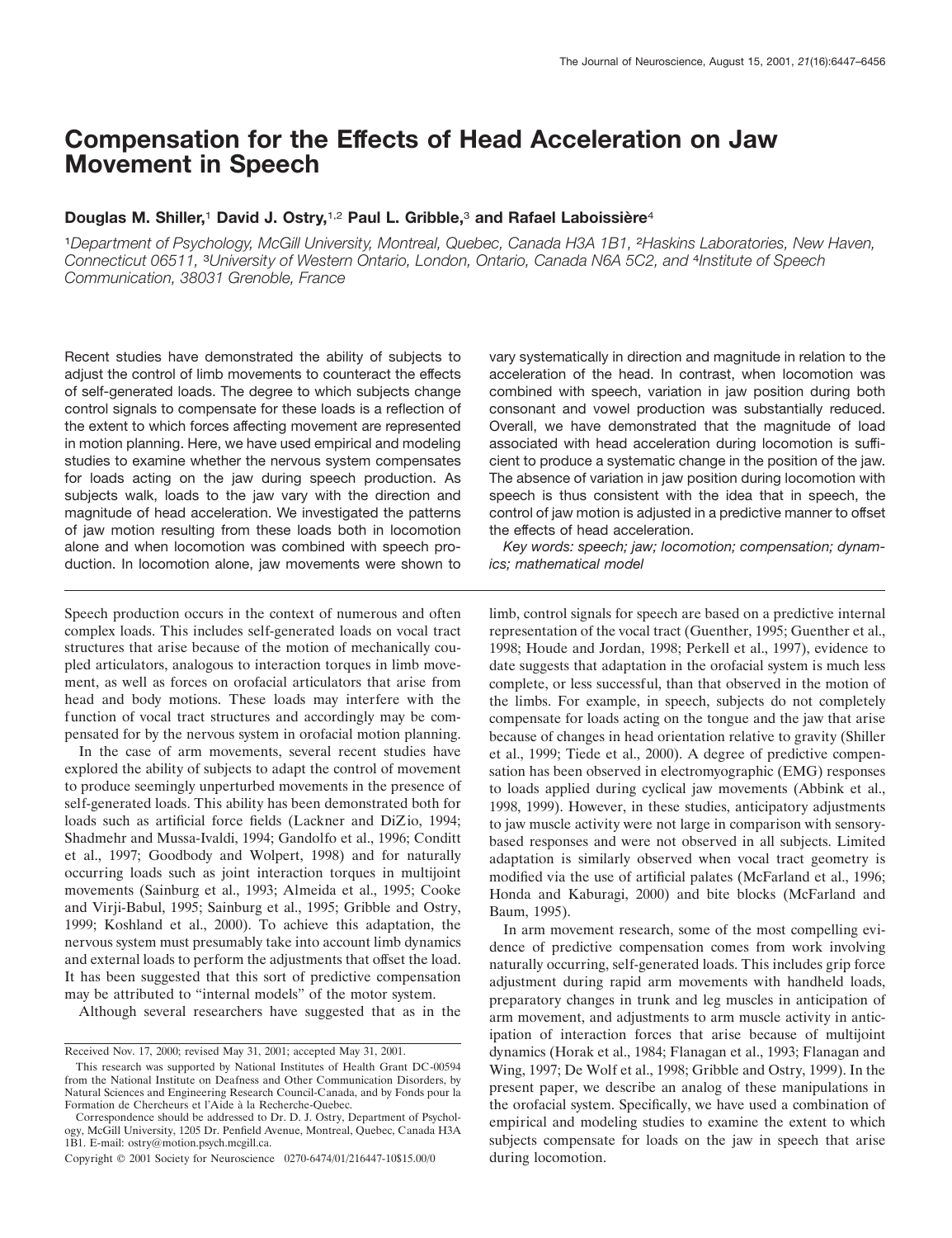# Compensation for the Effects of Head Acceleration on Jaw Movement in Speech

**Douglas M. Shiller,[1] David J. Ostry,[1,2] Paul L. Gribble,[3] and Rafael Laboissière[4]**

*[1]Department of Psychology, McGill University, Montreal, Quebec, Canada H3A 1B1, [2]Haskins Laboratories, New Haven, Connecticut 06511, [3]University of Western Ontario, London, Ontario, Canada N6A 5C2, and [4]Institute of Speech Communication, 38031 Grenoble, France*

Recent studies have demonstrated the ability of subjects to adjust the control of limb movements to counteract the effects of self-generated loads. The degree to which subjects change control signals to compensate for these loads is a reflection of the extent to which forces affecting movement are represented in motion planning. Here, we have used empirical and modeling studies to examine whether the nervous system compensates for loads acting on the jaw during speech production. As subjects walk, loads to the jaw vary with the direction and magnitude of head acceleration. We investigated the patterns of jaw motion resulting from these loads both in locomotion alone and when locomotion was combined with speech production. In locomotion alone, jaw movements were shown to vary systematically in direction and magnitude in relation to the acceleration of the head. In contrast, when locomotion was combined with speech, variation in jaw position during both consonant and vowel production was substantially reduced. Overall, we have demonstrated that the magnitude of load associated with head acceleration during locomotion is sufficient to produce a systematic change in the position of the jaw. The absence of variation in jaw position during locomotion with speech is thus consistent with the idea that in speech, the control of jaw motion is adjusted in a predictive manner to offset the effects of head acceleration.

*Key words: speech; jaw; locomotion; compensation; dynamics; mathematical model*

Speech production occurs in the context of numerous and often complex loads. This includes self-generated loads on vocal tract structures that arise because of the motion of mechanically coupled articulators, analogous to interaction torques in limb movement, as well as forces on orofacial articulators that arise from head and body motions. These loads may interfere with the function of vocal tract structures and accordingly may be compensated for by the nervous system in orofacial motion planning.

In the case of arm movements, several recent studies have explored the ability of subjects to adapt the control of movement to produce seemingly unperturbed movements in the presence of self-generated loads. This ability has been demonstrated both for loads such as artificial force fields (Lackner and DiZio, 1994; Shadmehr and Mussa-Ivaldi, 1994; Gandolfo et al., 1996; Conditt et al., 1997; Goodbody and Wolpert, 1998) and for naturally occurring loads such as joint interaction torques in multijoint movements (Sainburg et al., 1993; Almeida et al., 1995; Cooke and Virji-Babul, 1995; Sainburg et al., 1995; Gribble and Ostry, 1999; Koshland et al., 2000). To achieve this adaptation, the nervous system must presumably take into account limb dynamics and external loads to perform the adjustments that offset the load. It has been suggested that this sort of predictive compensation may be attributed to "internal models" of the motor system.

Although several researchers have suggested that as in the limb, control signals for speech are based on a predictive internal representation of the vocal tract (Guenther, 1995; Guenther et al., 1998; Houde and Jordan, 1998; Perkell et al., 1997), evidence to date suggests that adaptation in the orofacial system is much less complete, or less successful, than that observed in the motion of the limbs. For example, in speech, subjects do not completely compensate for loads acting on the tongue and the jaw that arise because of changes in head orientation relative to gravity (Shiller et al., 1999; Tiede et al., 2000). A degree of predictive compensation has been observed in electromyographic (EMG) responses to loads applied during cyclical jaw movements (Abbink et al., 1998, 1999). However, in these studies, anticipatory adjustments to jaw muscle activity were not large in comparison with sensory-based responses and were not observed in all subjects. Limited adaptation is similarly observed when vocal tract geometry is modified via the use of artificial palates (McFarland et al., 1996; Honda and Kaburagi, 2000) and bite blocks (McFarland and Baum, 1995).

In arm movement research, some of the most compelling evidence of predictive compensation comes from work involving naturally occurring, self-generated loads. This includes grip force adjustment during rapid arm movements with handheld loads, preparatory changes in trunk and leg muscles in anticipation of arm movement, and adjustments to arm muscle activity in anticipation of interaction forces that arise because of multijoint dynamics (Horak et al., 1984; Flanagan et al., 1993; Flanagan and Wing, 1997; De Wolf et al., 1998; Gribble and Ostry, 1999). In the present paper, we describe an analog of these manipulations in the orofacial system. Specifically, we have used a combination of empirical and modeling studies to examine the extent to which subjects compensate for loads on the jaw in speech that arise during locomotion.

Received Nov. 17, 2000; revised May 31, 2001; accepted May 31, 2001.

This research was supported by National Institutes of Health Grant DC-00594 from the National Institute on Deafness and Other Communication Disorders, by Natural Sciences and Engineering Research Council-Canada, and by Fonds pour la Formation de Chercheurs et l'Aide à la Recherche-Quebec.

Correspondence should be addressed to Dr. D. J. Ostry, Department of Psychology, McGill University, 1205 Dr. Penfield Avenue, Montreal, Quebec, Canada H3A 1B1. E-mail: ostry@motion.psych.mcgill.ca.

Copyright © 2001 Society for Neuroscience 0270-6474/01/216447-10$15.00/0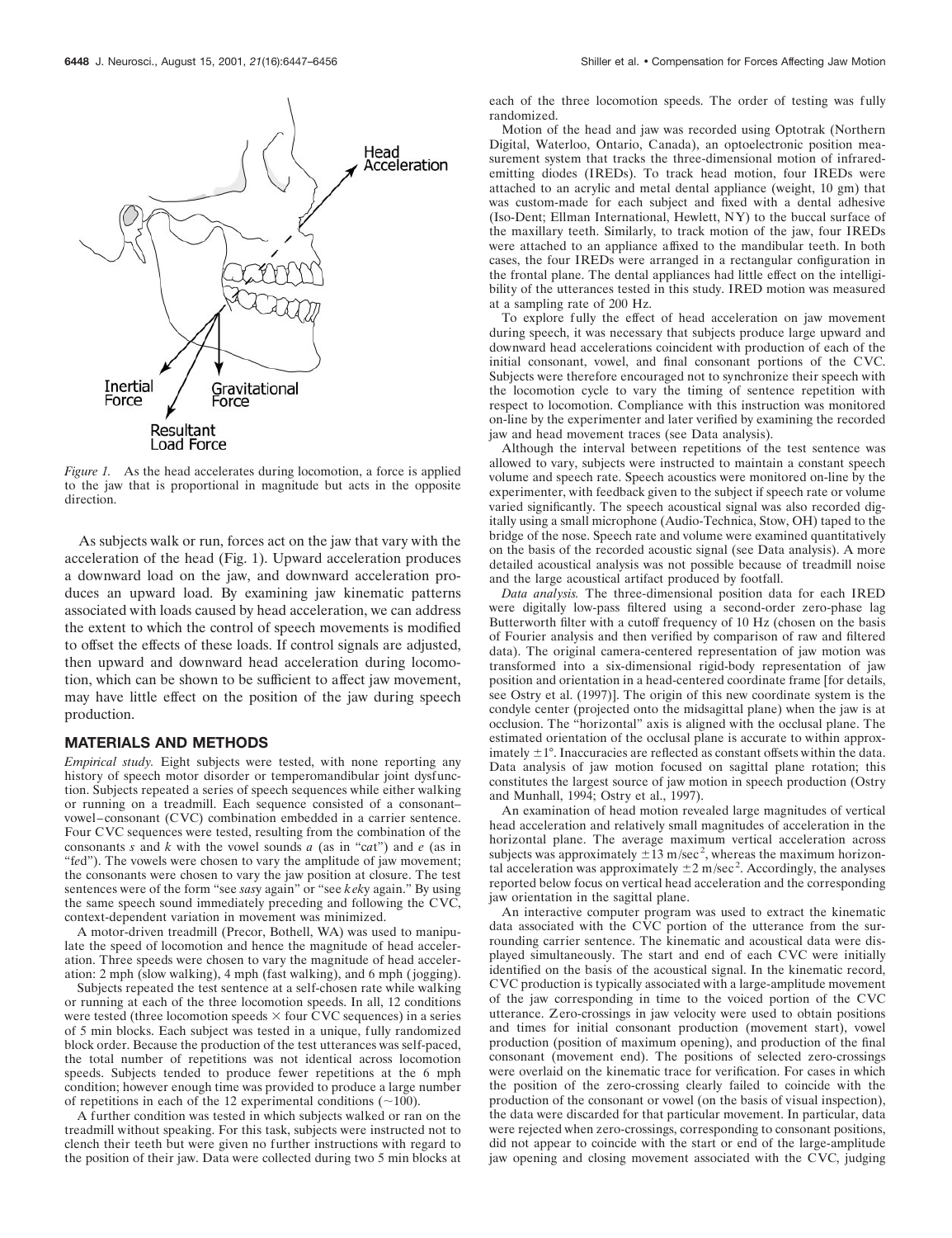Head Acceleration

Inertial Force

Gravitational Force

Resultant Load Force

*Figure 1.* As the head accelerates during locomotion, a force is applied to the jaw that is proportional in magnitude but acts in the opposite direction.

As subjects walk or run, forces act on the jaw that vary with the acceleration of the head (Fig. 1). Upward acceleration produces a downward load on the jaw, and downward acceleration produces an upward load. By examining jaw kinematic patterns associated with loads caused by head acceleration, we can address the extent to which the control of speech movements is modified to offset the effects of these loads. If control signals are adjusted, then upward and downward head acceleration during locomotion, which can be shown to be sufficient to affect jaw movement, may have little effect on the position of the jaw during speech production.

## MATERIALS AND METHODS

*Empirical study.* Eight subjects were tested, with none reporting any history of speech motor disorder or temperomandibular joint dysfunction. Subjects repeated a series of speech sequences while either walking or running on a treadmill. Each sequence consisted of a consonant–vowel–consonant (CVC) combination embedded in a carrier sentence. Four CVC sequences were tested, resulting from the combination of the consonants *s* and *k* with the vowel sounds *a* (as in "c*a*t") and *e* (as in "f*e*d"). The vowels were chosen to vary the amplitude of jaw movement; the consonants were chosen to vary the jaw position at closure. The test sentences were of the form "see *sas*y again" or "see *kek*y again." By using the same speech sound immediately preceding and following the CVC, context-dependent variation in movement was minimized.

A motor-driven treadmill (Precor, Bothell, WA) was used to manipulate the speed of locomotion and hence the magnitude of head acceleration. Three speeds were chosen to vary the magnitude of head acceleration: 2 mph (slow walking), 4 mph (fast walking), and 6 mph (jogging).

Subjects repeated the test sentence at a self-chosen rate while walking or running at each of the three locomotion speeds. In all, 12 conditions were tested (three locomotion speeds × four CVC sequences) in a series of 5 min blocks. Each subject was tested in a unique, fully randomized block order. Because the production of the test utterances was self-paced, the total number of repetitions was not identical across locomotion speeds. Subjects tended to produce fewer repetitions at the 6 mph condition; however enough time was provided to produce a large number of repetitions in each of the 12 experimental conditions (~100).

A further condition was tested in which subjects walked or ran on the treadmill without speaking. For this task, subjects were instructed not to clench their teeth but were given no further instructions with regard to the position of their jaw. Data were collected during two 5 min blocks at each of the three locomotion speeds. The order of testing was fully randomized.

Motion of the head and jaw was recorded using Optotrak (Northern Digital, Waterloo, Ontario, Canada), an optoelectronic position measurement system that tracks the three-dimensional motion of infrared-emitting diodes (IREDs). To track head motion, four IREDs were attached to an acrylic and metal dental appliance (weight, 10 gm) that was custom-made for each subject and fixed with a dental adhesive (Iso-Dent; Ellman International, Hewlett, NY) to the buccal surface of the maxillary teeth. Similarly, to track motion of the jaw, four IREDs were attached to an appliance affixed to the mandibular teeth. In both cases, the four IREDs were arranged in a rectangular configuration in the frontal plane. The dental appliances had little effect on the intelligibility of the utterances tested in this study. IRED motion was measured at a sampling rate of 200 Hz.

To explore fully the effect of head acceleration on jaw movement during speech, it was necessary that subjects produce large upward and downward head accelerations coincident with production of each of the initial consonant, vowel, and final consonant portions of the CVC. Subjects were therefore encouraged not to synchronize their speech with the locomotion cycle to vary the timing of sentence repetition with respect to locomotion. Compliance with this instruction was monitored on-line by the experimenter and later verified by examining the recorded jaw and head movement traces (see Data analysis).

Although the interval between repetitions of the test sentence was allowed to vary, subjects were instructed to maintain a constant speech volume and speech rate. Speech acoustics were monitored on-line by the experimenter, with feedback given to the subject if speech rate or volume varied significantly. The speech acoustical signal was also recorded digitally using a small microphone (Audio-Technica, Stow, OH) taped to the bridge of the nose. Speech rate and volume were examined quantitatively on the basis of the recorded acoustic signal (see Data analysis). A more detailed acoustical analysis was not possible because of treadmill noise and the large acoustical artifact produced by footfall.

*Data analysis.* The three-dimensional position data for each IRED were digitally low-pass filtered using a second-order zero-phase lag Butterworth filter with a cutoff frequency of 10 Hz (chosen on the basis of Fourier analysis and then verified by comparison of raw and filtered data). The original camera-centered representation of jaw motion was transformed into a six-dimensional rigid-body representation of jaw position and orientation in a head-centered coordinate frame [for details, see Ostry et al. (1997)]. The origin of this new coordinate system is the condyle center (projected onto the midsagittal plane) when the jaw is at occlusion. The "horizontal" axis is aligned with the occlusal plane. The estimated orientation of the occlusal plane is accurate to within approximately ±1°. Inaccuracies are reflected as constant offsets within the data. Data analysis of jaw motion focused on sagittal plane rotation; this constitutes the largest source of jaw motion in speech production (Ostry and Munhall, 1994; Ostry et al., 1997).

An examination of head motion revealed large magnitudes of vertical head acceleration and relatively small magnitudes of acceleration in the horizontal plane. The average maximum vertical acceleration across subjects was approximately $\pm 13$ m/sec$^2$, whereas the maximum horizontal acceleration was approximately $\pm 2$ m/sec$^2$. Accordingly, the analyses reported below focus on vertical head acceleration and the corresponding jaw orientation in the sagittal plane.

An interactive computer program was used to extract the kinematic data associated with the CVC portion of the utterance from the surrounding carrier sentence. The kinematic and acoustical data were displayed simultaneously. The start and end of each CVC were initially identified on the basis of the acoustical signal. In the kinematic record, CVC production is typically associated with a large-amplitude movement of the jaw corresponding in time to the voiced portion of the CVC utterance. Zero-crossings in jaw velocity were used to obtain positions and times for initial consonant production (movement start), vowel production (position of maximum opening), and production of the final consonant (movement end). The positions of selected zero-crossings were overlaid on the kinematic trace for verification. For cases in which the position of the zero-crossing clearly failed to coincide with the production of the consonant or vowel (on the basis of visual inspection), the data were discarded for that particular movement. In particular, data were rejected when zero-crossings, corresponding to consonant positions, did not appear to coincide with the start or end of the large-amplitude jaw opening and closing movement associated with the CVC, judging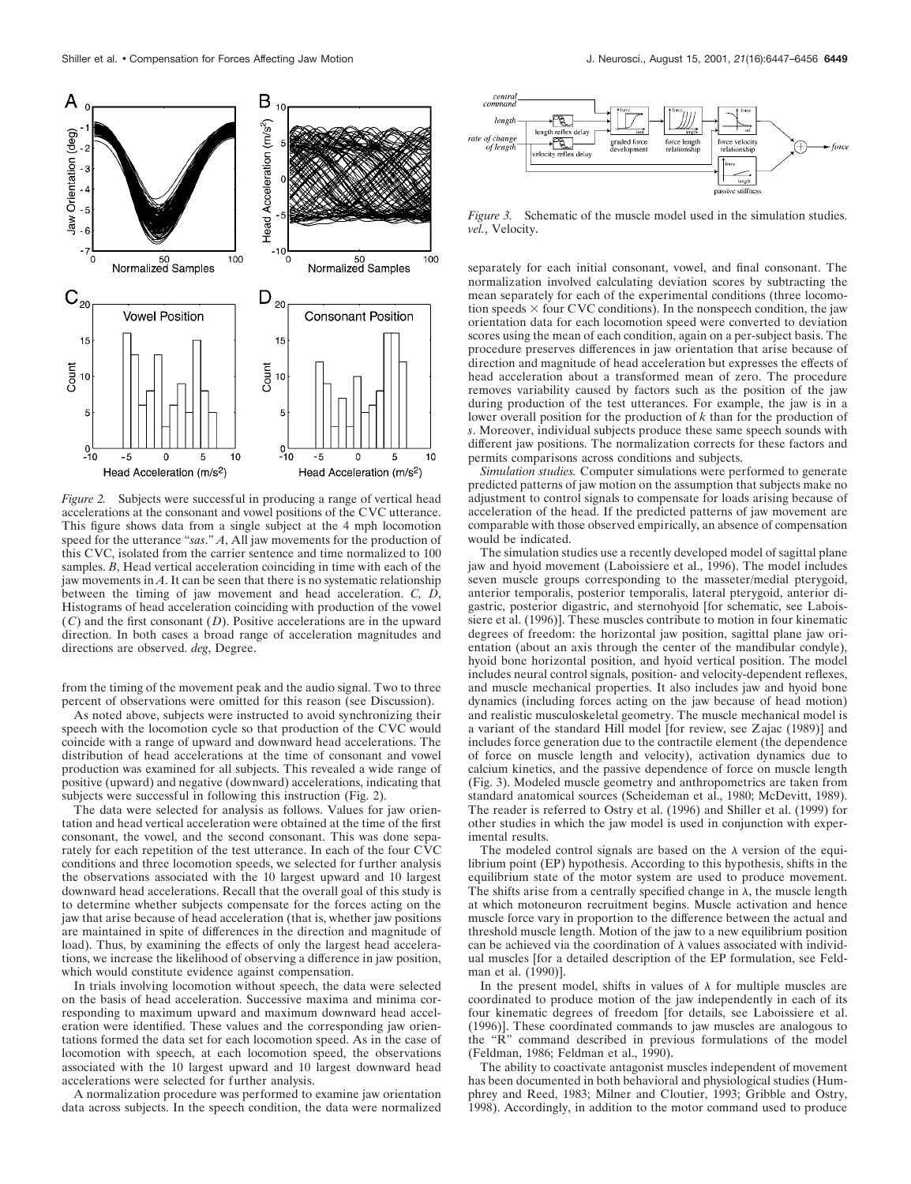*Figure 2.* Subjects were successful in producing a range of vertical head accelerations at the consonant and vowel positions of the CVC utterance. This figure shows data from a single subject at the 4 mph locomotion speed for the utterance "*sas*." *A*, All jaw movements for the production of this CVC, isolated from the carrier sentence and time normalized to 100 samples. *B*, Head vertical acceleration coinciding in time with each of the jaw movements in *A*. It can be seen that there is no systematic relationship between the timing of jaw movement and head acceleration. *C, D*, Histograms of head acceleration coinciding with production of the vowel (*C*) and the first consonant (*D*). Positive accelerations are in the upward direction. In both cases a broad range of acceleration magnitudes and directions are observed. *deg*, Degree.

from the timing of the movement peak and the audio signal. Two to three percent of observations were omitted for this reason (see Discussion).

As noted above, subjects were instructed to avoid synchronizing their speech with the locomotion cycle so that production of the CVC would coincide with a range of upward and downward head accelerations. The distribution of head accelerations at the time of consonant and vowel production was examined for all subjects. This revealed a wide range of positive (upward) and negative (downward) accelerations, indicating that subjects were successful in following this instruction (Fig. 2).

The data were selected for analysis as follows. Values for jaw orientation and head vertical acceleration were obtained at the time of the first consonant, the vowel, and the second consonant. This was done separately for each repetition of the test utterance. In each of the four CVC conditions and three locomotion speeds, we selected for further analysis the observations associated with the 10 largest upward and 10 largest downward head accelerations. Recall that the overall goal of this study is to determine whether subjects compensate for the forces acting on the jaw that arise because of head acceleration (that is, whether jaw positions are maintained in spite of differences in the direction and magnitude of load). Thus, by examining the effects of only the largest head accelerations, we increase the likelihood of observing a difference in jaw position, which would constitute evidence against compensation.

In trials involving locomotion without speech, the data were selected on the basis of head acceleration. Successive maxima and minima corresponding to maximum upward and maximum downward head acceleration were identified. These values and the corresponding jaw orientations formed the data set for each locomotion speed. As in the case of locomotion with speech, at each locomotion speed, the observations associated with the 10 largest upward and 10 largest downward head accelerations were selected for further analysis.

A normalization procedure was performed to examine jaw orientation data across subjects. In the speech condition, the data were normalized separately for each initial consonant, vowel, and final consonant. The normalization involved calculating deviation scores by subtracting the mean separately for each of the experimental conditions (three locomotion speeds × four CVC conditions). In the nonspeech condition, the jaw orientation data for each locomotion speed were converted to deviation scores using the mean of each condition, again on a per-subject basis. The procedure preserves differences in jaw orientation that arise because of direction and magnitude of head acceleration but expresses the effects of head acceleration about a transformed mean of zero. The procedure removes variability caused by factors such as the position of the jaw during production of the test utterances. For example, the jaw is in a lower overall position for the production of *k* than for the production of *s*. Moreover, individual subjects produce these same speech sounds with different jaw positions. The normalization corrects for these factors and permits comparisons across conditions and subjects.

*Simulation studies.* Computer simulations were performed to generate predicted patterns of jaw motion on the assumption that subjects make no adjustment to control signals to compensate for loads arising because of acceleration of the head. If the predicted patterns of jaw movement are comparable with those observed empirically, an absence of compensation would be indicated.

The simulation studies use a recently developed model of sagittal plane jaw and hyoid movement (Laboissiere et al., 1996). The model includes seven muscle groups corresponding to the masseter/medial pterygoid, anterior temporalis, posterior temporalis, lateral pterygoid, anterior digastric, posterior digastric, and sternohyoid [for schematic, see Laboissiere et al. (1996)]. These muscles contribute to motion in four kinematic degrees of freedom: the horizontal jaw position, sagittal plane jaw orientation (about an axis through the center of the mandibular condyle), hyoid bone horizontal position, and hyoid vertical position. The model includes neural control signals, position- and velocity-dependent reflexes, and muscle mechanical properties. It also includes jaw and hyoid bone dynamics (including forces acting on the jaw because of head motion) and realistic musculoskeletal geometry. The muscle mechanical model is a variant of the standard Hill model [for review, see Zajac (1989)] and includes force generation due to the contractile element (the dependence of force on muscle length and velocity), activation dynamics due to calcium kinetics, and the passive dependence of force on muscle length (Fig. 3). Modeled muscle geometry and anthropometrics are taken from standard anatomical sources (Scheideman et al., 1980; McDevitt, 1989). The reader is referred to Ostry et al. (1996) and Shiller et al. (1999) for other studies in which the jaw model is used in conjunction with experimental results.

*Figure 3.* Schematic of the muscle model used in the simulation studies. *vel.*, Velocity.

The modeled control signals are based on the $\lambda$ version of the equilibrium point (EP) hypothesis. According to this hypothesis, shifts in the equilibrium state of the motor system are used to produce movement. The shifts arise from a centrally specified change in $\lambda$, the muscle length at which motoneuron recruitment begins. Muscle activation and hence muscle force vary in proportion to the difference between the actual and threshold muscle length. Motion of the jaw to a new equilibrium position can be achieved via the coordination of $\lambda$ values associated with individual muscles [for a detailed description of the EP formulation, see Feldman et al. (1990)].

In the present model, shifts in values of $\lambda$ for multiple muscles are coordinated to produce motion of the jaw independently in each of its four kinematic degrees of freedom [for details, see Laboissiere et al. (1996)]. These coordinated commands to jaw muscles are analogous to the "R" command described in previous formulations of the model (Feldman, 1986; Feldman et al., 1990).

The ability to coactivate antagonist muscles independent of movement has been documented in both behavioral and physiological studies (Humphrey and Reed, 1983; Milner and Cloutier, 1993; Gribble and Ostry, 1998). Accordingly, in addition to the motor command used to produce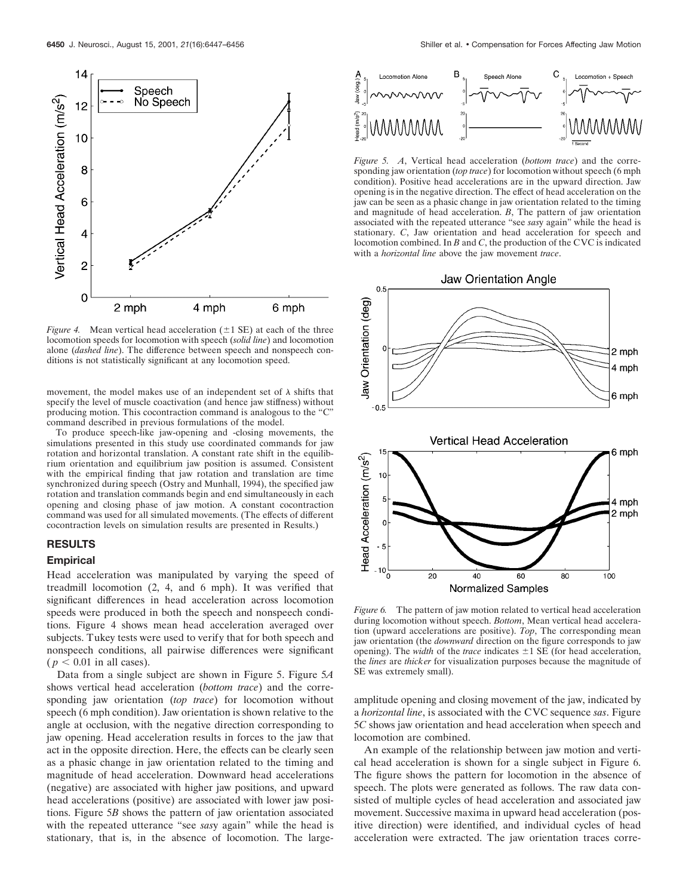*Figure 4.* Mean vertical head acceleration (±1 SE) at each of the three locomotion speeds for locomotion with speech (*solid line*) and locomotion alone (*dashed line*). The difference between speech and nonspeech conditions is not statistically significant at any locomotion speed.

movement, the model makes use of an independent set of $\lambda$ shifts that specify the level of muscle coactivation (and hence jaw stiffness) without producing motion. This cocontraction command is analogous to the "C" command described in previous formulations of the model.

To produce speech-like jaw-opening and -closing movements, the simulations presented in this study use coordinated commands for jaw rotation and horizontal translation. A constant rate shift in the equilibrium orientation and equilibrium jaw position is assumed. Consistent with the empirical finding that jaw rotation and translation are time synchronized during speech (Ostry and Munhall, 1994), the specified jaw rotation and translation commands begin and end simultaneously in each opening and closing phase of jaw motion. A constant cocontraction command was used for all simulated movements. (The effects of different cocontraction levels on simulation results are presented in Results.)

## RESULTS

### Empirical

Head acceleration was manipulated by varying the speed of treadmill locomotion (2, 4, and 6 mph). It was verified that significant differences in head acceleration across locomotion speeds were produced in both the speech and nonspeech conditions. Figure 4 shows mean head acceleration averaged over subjects. Tukey tests were used to verify that for both speech and nonspeech conditions, all pairwise differences were significant ($p < 0.01$ in all cases).

Data from a single subject are shown in Figure 5. Figure 5*A* shows vertical head acceleration (*bottom trace*) and the corresponding jaw orientation (*top trace*) for locomotion without speech (6 mph condition). Jaw orientation is shown relative to the angle at occlusion, with the negative direction corresponding to jaw opening. Head acceleration results in forces to the jaw that act in the opposite direction. Here, the effects can be clearly seen as a phasic change in jaw orientation related to the timing and magnitude of head acceleration. Downward head accelerations (negative) are associated with higher jaw positions, and upward head accelerations (positive) are associated with lower jaw positions. Figure 5*B* shows the pattern of jaw orientation associated with the repeated utterance "see *sas*y again" while the head is stationary, that is, in the absence of locomotion. The large-amplitude opening and closing movement of the jaw, indicated by a *horizontal line*, is associated with the CVC sequence *sas*. Figure 5*C* shows jaw orientation and head acceleration when speech and locomotion are combined.

*Figure 5.* *A*, Vertical head acceleration (*bottom trace*) and the corresponding jaw orientation (*top trace*) for locomotion without speech (6 mph condition). Positive head accelerations are in the upward direction. Jaw opening is in the negative direction. The effect of head acceleration on the jaw can be seen as a phasic change in jaw orientation related to the timing and magnitude of head acceleration. *B*, The pattern of jaw orientation associated with the repeated utterance "see *sas*y again" while the head is stationary. *C*, Jaw orientation and head acceleration for speech and locomotion combined. In *B* and *C*, the production of the CVC is indicated with a *horizontal line* above the jaw movement *trace*.

*Figure 6.* The pattern of jaw motion related to vertical head acceleration during locomotion without speech. *Bottom*, Mean vertical head acceleration (upward accelerations are positive). *Top*, The corresponding mean jaw orientation (the *downward* direction on the figure corresponds to jaw opening). The *width* of the *trace* indicates ±1 SE (for head acceleration, the *lines* are *thicker* for visualization purposes because the magnitude of SE was extremely small).

An example of the relationship between jaw motion and vertical head acceleration is shown for a single subject in Figure 6. The figure shows the pattern for locomotion in the absence of speech. The plots were generated as follows. The raw data consisted of multiple cycles of head acceleration and associated jaw movement. Successive maxima in upward head acceleration (positive direction) were identified, and individual cycles of head acceleration were extracted. The jaw orientation traces corre-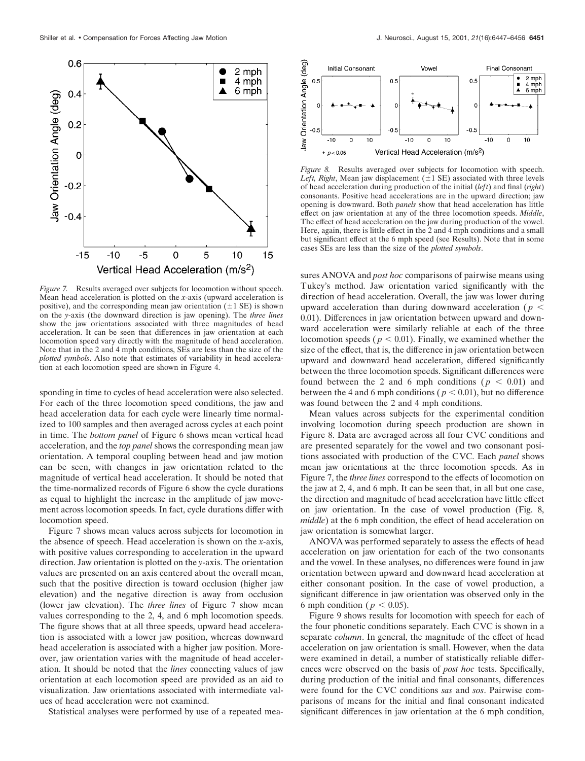*Figure 7.* Results averaged over subjects for locomotion without speech. Mean head acceleration is plotted on the *x*-axis (upward acceleration is positive), and the corresponding mean jaw orientation (±1 SE) is shown on the *y*-axis (the downward direction is jaw opening). The *three lines* show the jaw orientations associated with three magnitudes of head acceleration. It can be seen that differences in jaw orientation at each locomotion speed vary directly with the magnitude of head acceleration. Note that in the 2 and 4 mph conditions, SEs are less than the size of the *plotted symbols*. Also note that estimates of variability in head acceleration at each locomotion speed are shown in Figure 4.

*Figure 8.* Results averaged over subjects for locomotion with speech. *Left, Right*, Mean jaw displacement (±1 SE) associated with three levels of head acceleration during production of the initial (*left*) and final (*right*) consonants. Positive head accelerations are in the upward direction; jaw opening is downward. Both *panels* show that head acceleration has little effect on jaw orientation at any of the three locomotion speeds. *Middle*, The effect of head acceleration on the jaw during production of the vowel. Here, again, there is little effect in the 2 and 4 mph conditions and a small but significant effect at the 6 mph speed (see Results). Note that in some cases SEs are less than the size of the *plotted symbols*.

sponding in time to cycles of head acceleration were also selected. For each of the three locomotion speed conditions, the jaw and head acceleration data for each cycle were linearly time normalized to 100 samples and then averaged across cycles at each point in time. The *bottom panel* of Figure 6 shows mean vertical head acceleration, and the *top panel* shows the corresponding mean jaw orientation. A temporal coupling between head and jaw motion can be seen, with changes in jaw orientation related to the magnitude of vertical head acceleration. It should be noted that the time-normalized records of Figure 6 show the cycle durations as equal to highlight the increase in the amplitude of jaw movement across locomotion speeds. In fact, cycle durations differ with locomotion speed.

Figure 7 shows mean values across subjects for locomotion in the absence of speech. Head acceleration is shown on the *x*-axis, with positive values corresponding to acceleration in the upward direction. Jaw orientation is plotted on the *y*-axis. The orientation values are presented on an axis centered about the overall mean, such that the positive direction is toward occlusion (higher jaw elevation) and the negative direction is away from occlusion (lower jaw elevation). The *three lines* of Figure 7 show mean values corresponding to the 2, 4, and 6 mph locomotion speeds. The figure shows that at all three speeds, upward head acceleration is associated with a lower jaw position, whereas downward head acceleration is associated with a higher jaw position. Moreover, jaw orientation varies with the magnitude of head acceleration. It should be noted that the *lines* connecting values of jaw orientation at each locomotion speed are provided as an aid to visualization. Jaw orientations associated with intermediate values of head acceleration were not examined.

Statistical analyses were performed by use of a repeated measures ANOVA and *post hoc* comparisons of pairwise means using Tukey's method. Jaw orientation varied significantly with the direction of head acceleration. Overall, the jaw was lower during upward acceleration than during downward acceleration ($p < 0.01$). Differences in jaw orientation between upward and downward acceleration were similarly reliable at each of the three locomotion speeds ($p < 0.01$). Finally, we examined whether the size of the effect, that is, the difference in jaw orientation between upward and downward head acceleration, differed significantly between the three locomotion speeds. Significant differences were found between the 2 and 6 mph conditions ($p < 0.01$) and between the 4 and 6 mph conditions ($p < 0.01$), but no difference was found between the 2 and 4 mph conditions.

Mean values across subjects for the experimental condition involving locomotion during speech production are shown in Figure 8. Data are averaged across all four CVC conditions and are presented separately for the vowel and two consonant positions associated with production of the CVC. Each *panel* shows mean jaw orientations at the three locomotion speeds. As in Figure 7, the *three lines* correspond to the effects of locomotion on the jaw at 2, 4, and 6 mph. It can be seen that, in all but one case, the direction and magnitude of head acceleration have little effect on jaw orientation. In the case of vowel production (Fig. 8, *middle*) at the 6 mph condition, the effect of head acceleration on jaw orientation is somewhat larger.

ANOVA was performed separately to assess the effects of head acceleration on jaw orientation for each of the two consonants and the vowel. In these analyses, no differences were found in jaw orientation between upward and downward head acceleration at either consonant position. In the case of vowel production, a significant difference in jaw orientation was observed only in the 6 mph condition ($p < 0.05$).

Figure 9 shows results for locomotion with speech for each of the four phonetic conditions separately. Each CVC is shown in a separate *column*. In general, the magnitude of the effect of head acceleration on jaw orientation is small. However, when the data were examined in detail, a number of statistically reliable differences were observed on the basis of *post hoc* tests. Specifically, during production of the initial and final consonants, differences were found for the CVC conditions *sas* and *sos*. Pairwise comparisons of means for the initial and final consonant indicated significant differences in jaw orientation at the 6 mph condition,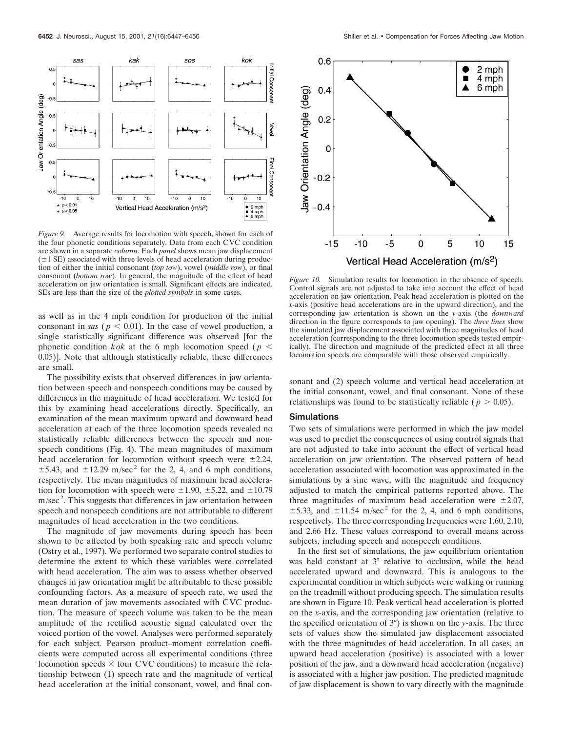sas kak sos kok

Initial Consonant

Vowel

Final Consonant

Jaw Orientation Angle (deg)

0.5
0
-0.5

-10 0 10

Vertical Head Acceleration (m/s²)

* $p < 0.01$
+ $p < 0.05$

● 2 mph
■ 4 mph
▲ 6 mph

*Figure 9.* Average results for locomotion with speech, shown for each of the four phonetic conditions separately. Data from each CVC condition are shown in a separate *column*. Each *panel* shows mean jaw displacement (±1 SE) associated with three levels of head acceleration during production of either the initial consonant (*top tow*), vowel (*middle row*), or final consonant (*bottom row*). In general, the magnitude of the effect of head acceleration on jaw orientation is small. Significant effects are indicated. SEs are less than the size of the *plotted symbols* in some cases.

as well as in the 4 mph condition for production of the initial consonant in *sas* ($p < 0.01$). In the case of vowel production, a single statistically significant difference was observed [for the phonetic condition *kok* at the 6 mph locomotion speed ($p < 0.05$)]. Note that although statistically reliable, these differences are small.

The possibility exists that observed differences in jaw orientation between speech and nonspeech conditions may be caused by differences in the magnitude of head acceleration. We tested for this by examining head accelerations directly. Specifically, an examination of the mean maximum upward and downward head acceleration at each of the three locomotion speeds revealed no statistically reliable differences between the speech and nonspeech conditions (Fig. 4). The mean magnitudes of maximum head acceleration for locomotion without speech were ±2.24, ±5.43, and ±12.29 m/sec$^2$ for the 2, 4, and 6 mph conditions, respectively. The mean magnitudes of maximum head acceleration for locomotion with speech were ±1.90, ±5.22, and ±10.79 m/sec$^2$. This suggests that differences in jaw orientation between speech and nonspeech conditions are not attributable to different magnitudes of head acceleration in the two conditions.

The magnitude of jaw movements during speech has been shown to be affected by both speaking rate and speech volume (Ostry et al., 1997). We performed two separate control studies to determine the extent to which these variables were correlated with head acceleration. The aim was to assess whether observed changes in jaw orientation might be attributable to these possible confounding factors. As a measure of speech rate, we used the mean duration of jaw movements associated with CVC production. The measure of speech volume was taken to be the mean amplitude of the rectified acoustic signal calculated over the voiced portion of the vowel. Analyses were performed separately for each subject. Pearson product–moment correlation coefficients were computed across all experimental conditions (three locomotion speeds × four CVC conditions) to measure the relationship between (1) speech rate and the magnitude of vertical head acceleration at the initial consonant, vowel, and final consonant and (2) speech volume and vertical head acceleration at the initial consonant, vowel, and final consonant. None of these relationships was found to be statistically reliable ($p > 0.05$).

0.6
0.4
0.2
0
-0.2
-0.4

Jaw Orientation Angle (deg)

-15 -10 -5 0 5 10 15

Vertical Head Acceleration (m/s²)

● 2 mph
■ 4 mph
▲ 6 mph

*Figure 10.* Simulation results for locomotion in the absence of speech. Control signals are not adjusted to take into account the effect of head acceleration on jaw orientation. Peak head acceleration is plotted on the *x*-axis (positive head accelerations are in the upward direction), and the corresponding jaw orientation is shown on the *y*-axis (the *downward* direction in the figure corresponds to jaw opening). The *three lines* show the simulated jaw displacement associated with three magnitudes of head acceleration (corresponding to the three locomotion speeds tested empirically). The direction and magnitude of the predicted effect at all three locomotion speeds are comparable with those observed empirically.

### Simulations

Two sets of simulations were performed in which the jaw model was used to predict the consequences of using control signals that are not adjusted to take into account the effect of vertical head acceleration on jaw orientation. The observed pattern of head acceleration associated with locomotion was approximated in the simulations by a sine wave, with the magnitude and frequency adjusted to match the empirical patterns reported above. The three magnitudes of maximum head acceleration were ±2.07, ±5.33, and ±11.54 m/sec$^2$ for the 2, 4, and 6 mph conditions, respectively. The three corresponding frequencies were 1.60, 2.10, and 2.66 Hz. These values correspond to overall means across subjects, including speech and nonspeech conditions.

In the first set of simulations, the jaw equilibrium orientation was held constant at 3° relative to occlusion, while the head accelerated upward and downward. This is analogous to the experimental condition in which subjects were walking or running on the treadmill without producing speech. The simulation results are shown in Figure 10. Peak vertical head acceleration is plotted on the *x*-axis, and the corresponding jaw orientation (relative to the specified orientation of 3°) is shown on the *y*-axis. The three sets of values show the simulated jaw displacement associated with the three magnitudes of head acceleration. In all cases, an upward head acceleration (positive) is associated with a lower position of the jaw, and a downward head acceleration (negative) is associated with a higher jaw position. The predicted magnitude of jaw displacement is shown to vary directly with the magnitude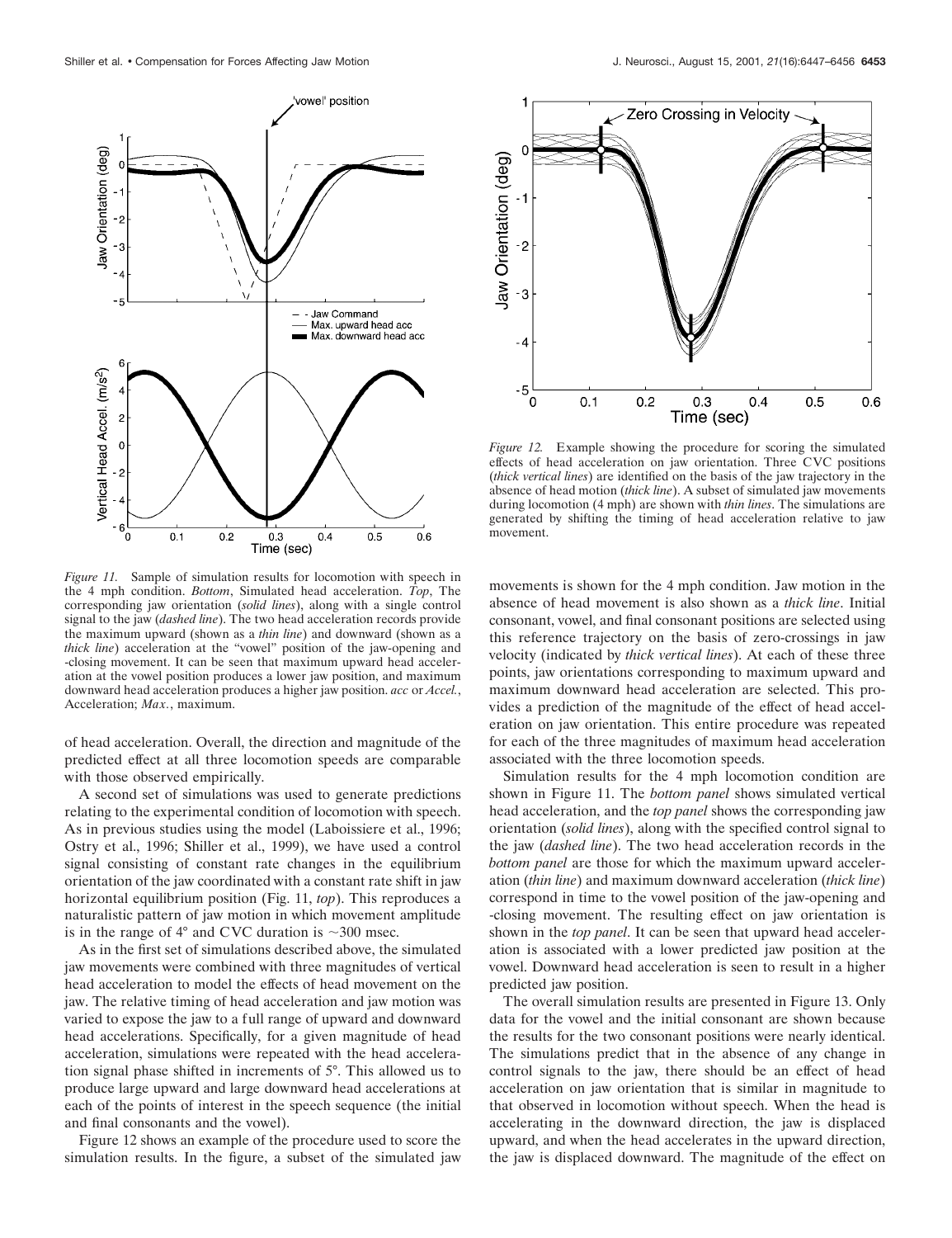*Figure 11.* Sample of simulation results for locomotion with speech in the 4 mph condition. *Bottom*, Simulated head acceleration. *Top*, The corresponding jaw orientation (*solid lines*), along with a single control signal to the jaw (*dashed line*). The two head acceleration records provide the maximum upward (shown as a *thin line*) and downward (shown as a *thick line*) acceleration at the "vowel" position of the jaw-opening and -closing movement. It can be seen that maximum upward head acceleration at the vowel position produces a lower jaw position, and maximum downward head acceleration produces a higher jaw position. *acc* or *Accel.*, Acceleration; *Max.*, maximum.

*Figure 12.* Example showing the procedure for scoring the simulated effects of head acceleration on jaw orientation. Three CVC positions (*thick vertical lines*) are identified on the basis of the jaw trajectory in the absence of head motion (*thick line*). A subset of simulated jaw movements during locomotion (4 mph) are shown with *thin lines*. The simulations are generated by shifting the timing of head acceleration relative to jaw movement.

of head acceleration. Overall, the direction and magnitude of the predicted effect at all three locomotion speeds are comparable with those observed empirically.

A second set of simulations was used to generate predictions relating to the experimental condition of locomotion with speech. As in previous studies using the model (Laboissiere et al., 1996; Ostry et al., 1996; Shiller et al., 1999), we have used a control signal consisting of constant rate changes in the equilibrium orientation of the jaw coordinated with a constant rate shift in jaw horizontal equilibrium position (Fig. 11, *top*). This reproduces a naturalistic pattern of jaw motion in which movement amplitude is in the range of 4° and CVC duration is ~300 msec.

As in the first set of simulations described above, the simulated jaw movements were combined with three magnitudes of vertical head acceleration to model the effects of head movement on the jaw. The relative timing of head acceleration and jaw motion was varied to expose the jaw to a full range of upward and downward head accelerations. Specifically, for a given magnitude of head acceleration, simulations were repeated with the head acceleration signal phase shifted in increments of 5°. This allowed us to produce large upward and large downward head accelerations at each of the points of interest in the speech sequence (the initial and final consonants and the vowel).

Figure 12 shows an example of the procedure used to score the simulation results. In the figure, a subset of the simulated jaw movements is shown for the 4 mph condition. Jaw motion in the absence of head movement is also shown as a *thick line*. Initial consonant, vowel, and final consonant positions are selected using this reference trajectory on the basis of zero-crossings in jaw velocity (indicated by *thick vertical lines*). At each of these three points, jaw orientations corresponding to maximum upward and maximum downward head acceleration are selected. This provides a prediction of the magnitude of the effect of head acceleration on jaw orientation. This entire procedure was repeated for each of the three magnitudes of maximum head acceleration associated with the three locomotion speeds.

Simulation results for the 4 mph locomotion condition are shown in Figure 11. The *bottom panel* shows simulated vertical head acceleration, and the *top panel* shows the corresponding jaw orientation (*solid lines*), along with the specified control signal to the jaw (*dashed line*). The two head acceleration records in the *bottom panel* are those for which the maximum upward acceleration (*thin line*) and maximum downward acceleration (*thick line*) correspond in time to the vowel position of the jaw-opening and -closing movement. The resulting effect on jaw orientation is shown in the *top panel*. It can be seen that upward head acceleration is associated with a lower predicted jaw position at the vowel. Downward head acceleration is seen to result in a higher predicted jaw position.

The overall simulation results are presented in Figure 13. Only data for the vowel and the initial consonant are shown because the results for the two consonant positions were nearly identical. The simulations predict that in the absence of any change in control signals to the jaw, there should be an effect of head acceleration on jaw orientation that is similar in magnitude to that observed in locomotion without speech. When the head is accelerating in the downward direction, the jaw is displaced upward, and when the head accelerates in the upward direction, the jaw is displaced downward. The magnitude of the effect on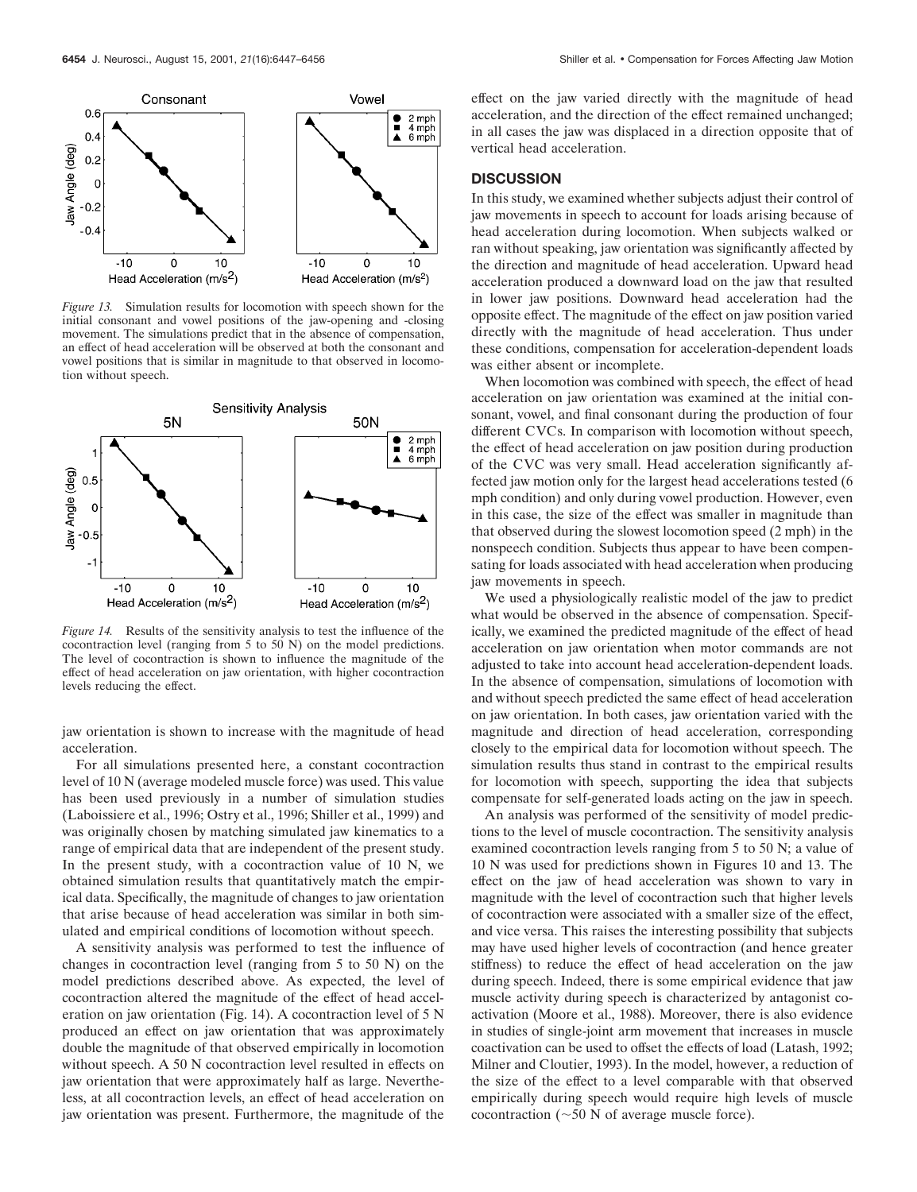*Figure 13.* Simulation results for locomotion with speech shown for the initial consonant and vowel positions of the jaw-opening and -closing movement. The simulations predict that in the absence of compensation, an effect of head acceleration will be observed at both the consonant and vowel positions that is similar in magnitude to that observed in locomotion without speech.

*Figure 14.* Results of the sensitivity analysis to test the influence of the cocontraction level (ranging from 5 to 50 N) on the model predictions. The level of cocontraction is shown to influence the magnitude of the effect of head acceleration on jaw orientation, with higher cocontraction levels reducing the effect.

jaw orientation is shown to increase with the magnitude of head acceleration.

For all simulations presented here, a constant cocontraction level of 10 N (average modeled muscle force) was used. This value has been used previously in a number of simulation studies (Laboissiere et al., 1996; Ostry et al., 1996; Shiller et al., 1999) and was originally chosen by matching simulated jaw kinematics to a range of empirical data that are independent of the present study. In the present study, with a cocontraction value of 10 N, we obtained simulation results that quantitatively match the empirical data. Specifically, the magnitude of changes to jaw orientation that arise because of head acceleration was similar in both simulated and empirical conditions of locomotion without speech.

A sensitivity analysis was performed to test the influence of changes in cocontraction level (ranging from 5 to 50 N) on the model predictions described above. As expected, the level of cocontraction altered the magnitude of the effect of head acceleration on jaw orientation (Fig. 14). A cocontraction level of 5 N produced an effect on jaw orientation that was approximately double the magnitude of that observed empirically in locomotion without speech. A 50 N cocontraction level resulted in effects on jaw orientation that were approximately half as large. Nevertheless, at all cocontraction levels, an effect of head acceleration on jaw orientation was present. Furthermore, the magnitude of the effect on the jaw varied directly with the magnitude of head acceleration, and the direction of the effect remained unchanged; in all cases the jaw was displaced in a direction opposite that of vertical head acceleration.

## DISCUSSION

In this study, we examined whether subjects adjust their control of jaw movements in speech to account for loads arising because of head acceleration during locomotion. When subjects walked or ran without speaking, jaw orientation was significantly affected by the direction and magnitude of head acceleration. Upward head acceleration produced a downward load on the jaw that resulted in lower jaw positions. Downward head acceleration had the opposite effect. The magnitude of the effect on jaw position varied directly with the magnitude of head acceleration. Thus under these conditions, compensation for acceleration-dependent loads was either absent or incomplete.

When locomotion was combined with speech, the effect of head acceleration on jaw orientation was examined at the initial consonant, vowel, and final consonant during the production of four different CVCs. In comparison with locomotion without speech, the effect of head acceleration on jaw position during production of the CVC was very small. Head acceleration significantly affected jaw motion only for the largest head accelerations tested (6 mph condition) and only during vowel production. However, even in this case, the size of the effect was smaller in magnitude than that observed during the slowest locomotion speed (2 mph) in the nonspeech condition. Subjects thus appear to have been compensating for loads associated with head acceleration when producing jaw movements in speech.

We used a physiologically realistic model of the jaw to predict what would be observed in the absence of compensation. Specifically, we examined the predicted magnitude of the effect of head acceleration on jaw orientation when motor commands are not adjusted to take into account head acceleration-dependent loads. In the absence of compensation, simulations of locomotion with and without speech predicted the same effect of head acceleration on jaw orientation. In both cases, jaw orientation varied with the magnitude and direction of head acceleration, corresponding closely to the empirical data for locomotion without speech. The simulation results thus stand in contrast to the empirical results for locomotion with speech, supporting the idea that subjects compensate for self-generated loads acting on the jaw in speech.

An analysis was performed of the sensitivity of model predictions to the level of muscle cocontraction. The sensitivity analysis examined cocontraction levels ranging from 5 to 50 N; a value of 10 N was used for predictions shown in Figures 10 and 13. The effect on the jaw of head acceleration was shown to vary in magnitude with the level of cocontraction such that higher levels of cocontraction were associated with a smaller size of the effect, and vice versa. This raises the interesting possibility that subjects may have used higher levels of cocontraction (and hence greater stiffness) to reduce the effect of head acceleration on the jaw during speech. Indeed, there is some empirical evidence that jaw muscle activity during speech is characterized by antagonist coactivation (Moore et al., 1988). Moreover, there is also evidence in studies of single-joint arm movement that increases in muscle coactivation can be used to offset the effects of load (Latash, 1992; Milner and Cloutier, 1993). In the model, however, a reduction of the size of the effect to a level comparable with that observed empirically during speech would require high levels of muscle cocontraction (~50 N of average muscle force).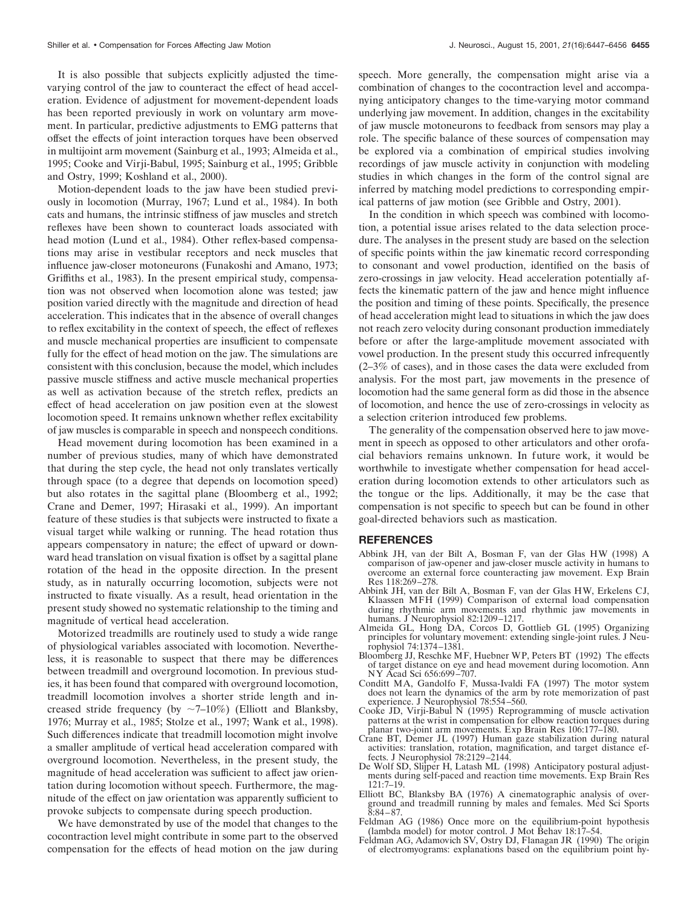It is also possible that subjects explicitly adjusted the time-varying control of the jaw to counteract the effect of head acceleration. Evidence of adjustment for movement-dependent loads has been reported previously in work on voluntary arm movement. In particular, predictive adjustments to EMG patterns that offset the effects of joint interaction torques have been observed in multijoint arm movement (Sainburg et al., 1993; Almeida et al., 1995; Cooke and Virji-Babul, 1995; Sainburg et al., 1995; Gribble and Ostry, 1999; Koshland et al., 2000).

Motion-dependent loads to the jaw have been studied previously in locomotion (Murray, 1967; Lund et al., 1984). In both cats and humans, the intrinsic stiffness of jaw muscles and stretch reflexes have been shown to counteract loads associated with head motion (Lund et al., 1984). Other reflex-based compensations may arise in vestibular receptors and neck muscles that influence jaw-closer motoneurons (Funakoshi and Amano, 1973; Griffiths et al., 1983). In the present empirical study, compensation was not observed when locomotion alone was tested; jaw position varied directly with the magnitude and direction of head acceleration. This indicates that in the absence of overall changes to reflex excitability in the context of speech, the effect of reflexes and muscle mechanical properties are insufficient to compensate fully for the effect of head motion on the jaw. The simulations are consistent with this conclusion, because the model, which includes passive muscle stiffness and active muscle mechanical properties as well as activation because of the stretch reflex, predicts an effect of head acceleration on jaw position even at the slowest locomotion speed. It remains unknown whether reflex excitability of jaw muscles is comparable in speech and nonspeech conditions.

Head movement during locomotion has been examined in a number of previous studies, many of which have demonstrated that during the step cycle, the head not only translates vertically through space (to a degree that depends on locomotion speed) but also rotates in the sagittal plane (Bloomberg et al., 1992; Crane and Demer, 1997; Hirasaki et al., 1999). An important feature of these studies is that subjects were instructed to fixate a visual target while walking or running. The head rotation thus appears compensatory in nature; the effect of upward or downward head translation on visual fixation is offset by a sagittal plane rotation of the head in the opposite direction. In the present study, as in naturally occurring locomotion, subjects were not instructed to fixate visually. As a result, head orientation in the present study showed no systematic relationship to the timing and magnitude of vertical head acceleration.

Motorized treadmills are routinely used to study a wide range of physiological variables associated with locomotion. Nevertheless, it is reasonable to suspect that there may be differences between treadmill and overground locomotion. In previous studies, it has been found that compared with overground locomotion, treadmill locomotion involves a shorter stride length and increased stride frequency (by ~7–10%) (Elliott and Blanksby, 1976; Murray et al., 1985; Stolze et al., 1997; Wank et al., 1998). Such differences indicate that treadmill locomotion might involve a smaller amplitude of vertical head acceleration compared with overground locomotion. Nevertheless, in the present study, the magnitude of head acceleration was sufficient to affect jaw orientation during locomotion without speech. Furthermore, the magnitude of the effect on jaw orientation was apparently sufficient to provoke subjects to compensate during speech production.

We have demonstrated by use of the model that changes to the cocontraction level might contribute in some part to the observed compensation for the effects of head motion on the jaw during speech. More generally, the compensation might arise via a combination of changes to the cocontraction level and accompanying anticipatory changes to the time-varying motor command underlying jaw movement. In addition, changes in the excitability of jaw muscle motoneurons to feedback from sensors may play a role. The specific balance of these sources of compensation may be explored via a combination of empirical studies involving recordings of jaw muscle activity in conjunction with modeling studies in which changes in the form of the control signal are inferred by matching model predictions to corresponding empirical patterns of jaw motion (see Gribble and Ostry, 2001).

In the condition in which speech was combined with locomotion, a potential issue arises related to the data selection procedure. The analyses in the present study are based on the selection of specific points within the jaw kinematic record corresponding to consonant and vowel production, identified on the basis of zero-crossings in jaw velocity. Head acceleration potentially affects the kinematic pattern of the jaw and hence might influence the position and timing of these points. Specifically, the presence of head acceleration might lead to situations in which the jaw does not reach zero velocity during consonant production immediately before or after the large-amplitude movement associated with vowel production. In the present study this occurred infrequently (2–3% of cases), and in those cases the data were excluded from analysis. For the most part, jaw movements in the presence of locomotion had the same general form as did those in the absence of locomotion, and hence the use of zero-crossings in velocity as a selection criterion introduced few problems.

The generality of the compensation observed here to jaw movement in speech as opposed to other articulators and other orofacial behaviors remains unknown. In future work, it would be worthwhile to investigate whether compensation for head acceleration during locomotion extends to other articulators such as the tongue or the lips. Additionally, it may be the case that compensation is not specific to speech but can be found in other goal-directed behaviors such as mastication.

## REFERENCES

Abbink JH, van der Bilt A, Bosman F, van der Glas HW (1998) A comparison of jaw-opener and jaw-closer muscle activity in humans to overcome an external force counteracting jaw movement. Exp Brain Res 118:269–278.

Abbink JH, van der Bilt A, Bosman F, van der Glas HW, Erkelens CJ, Klaassen MFH (1999) Comparison of external load compensation during rhythmic arm movements and rhythmic jaw movements in humans. J Neurophysiol 82:1209–1217.

Almeida GL, Hong DA, Corcos D, Gottlieb GL (1995) Organizing principles for voluntary movement: extending single-joint rules. J Neurophysiol 74:1374–1381.

Bloomberg JJ, Reschke MF, Huebner WP, Peters BT (1992) The effects of target distance on eye and head movement during locomotion. Ann NY Acad Sci 656:699–707.

Conditt MA, Gandolfo F, Mussa-Ivaldi FA (1997) The motor system does not learn the dynamics of the arm by rote memorization of past experience. J Neurophysiol 78:554–560.

Cooke JD, Virji-Babul N (1995) Reprogramming of muscle activation patterns at the wrist in compensation for elbow reaction torques during planar two-joint arm movements. Exp Brain Res 106:177–180.

Crane BT, Demer JL (1997) Human gaze stabilization during natural activities: translation, rotation, magnification, and target distance effects. J Neurophysiol 78:2129–2144.

De Wolf SD, Slijper H, Latash ML (1998) Anticipatory postural adjustments during self-paced and reaction time movements. Exp Brain Res 121:7–19.

Elliott BC, Blanksby BA (1976) A cinematographic analysis of overground and treadmill running by males and females. Med Sci Sports 8:84–87.

Feldman AG (1986) Once more on the equilibrium-point hypothesis (lambda model) for motor control. J Mot Behav 18:17–54.

Feldman AG, Adamovich SV, Ostry DJ, Flanagan JR (1990) The origin of electromyograms: explanations based on the equilibrium point hy-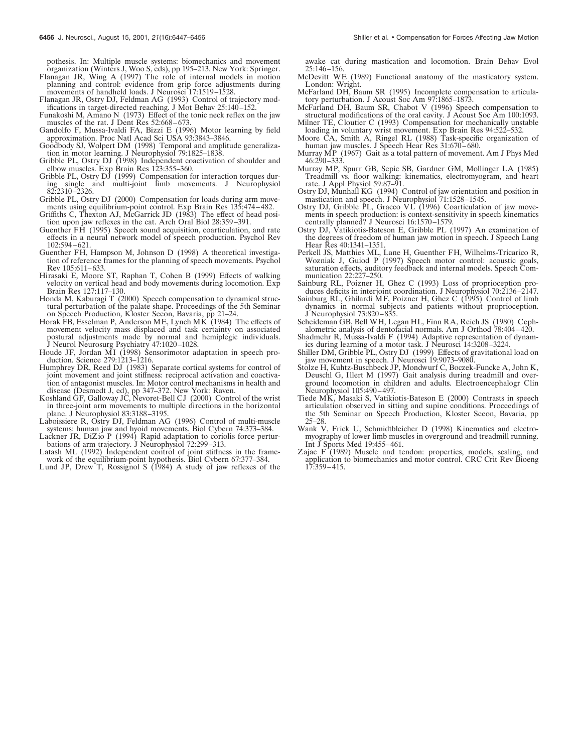pothesis. In: Multiple muscle systems: biomechanics and movement organization (Winters J, Woo S, eds), pp 195–213. New York: Springer.

Flanagan JR, Wing A (1997) The role of internal models in motion planning and control: evidence from grip force adjustments during movements of handheld loads. J Neurosci 17:1519–1528.

Flanagan JR, Ostry DJ, Feldman AG (1993) Control of trajectory modifications in target-directed reaching. J Mot Behav 25:140–152.

Funakoshi M, Amano N (1973) Effect of the tonic neck reflex on the jaw muscles of the rat. J Dent Res 52:668–673.

Gandolfo F, Mussa-Ivaldi FA, Bizzi E (1996) Motor learning by field approximation. Proc Natl Acad Sci USA 93:3843–3846.

Goodbody SJ, Wolpert DM (1998) Temporal and amplitude generalization in motor learning. J Neurophysiol 79:1825–1838.

Gribble PL, Ostry DJ (1998) Independent coactivation of shoulder and elbow muscles. Exp Brain Res 123:355–360.

Gribble PL, Ostry DJ (1999) Compensation for interaction torques during single and multi-joint limb movements. J Neurophysiol 82:2310–2326.

Gribble PL, Ostry DJ (2000) Compensation for loads during arm movements using equilibrium-point control. Exp Brain Res 135:474–482.

Griffiths C, Thexton AJ, McGarrick JD (1983) The effect of head position upon jaw reflexes in the cat. Arch Oral Biol 28:359–391.

Guenther FH (1995) Speech sound acquisition, coarticulation, and rate effects in a neural network model of speech production. Psychol Rev 102:594–621.

Guenther FH, Hampson M, Johnson D (1998) A theoretical investigation of reference frames for the planning of speech movements. Psychol Rev 105:611–633.

Hirasaki E, Moore ST, Raphan T, Cohen B (1999) Effects of walking velocity on vertical head and body movements during locomotion. Exp Brain Res 127:117–130.

Honda M, Kaburagi T (2000) Speech compensation to dynamical structural perturbation of the palate shape. Proceedings of the 5th Seminar on Speech Production, Kloster Seeon, Bavaria, pp 21–24.

Horak FB, Esselman P, Anderson ME, Lynch MK (1984) The effects of movement velocity mass displaced and task certainty on associated postural adjustments made by normal and hemiplegic individuals. J Neurol Neurosurg Psychiatry 47:1020–1028.

Houde JF, Jordan MI (1998) Sensorimotor adaptation in speech production. Science 279:1213–1216.

Humphrey DR, Reed DJ (1983) Separate cortical systems for control of joint movement and joint stiffness: reciprocal activation and coactivation of antagonist muscles. In: Motor control mechanisms in health and disease (Desmedt J, ed), pp 347–372. New York: Raven.

Koshland GF, Galloway JC, Nevoret-Bell CJ (2000) Control of the wrist in three-joint arm movements to multiple directions in the horizontal plane. J Neurophysiol 83:3188–3195.

Laboissiere R, Ostry DJ, Feldman AG (1996) Control of multi-muscle systems: human jaw and hyoid movements. Biol Cybern 74:373–384.

Lackner JR, DiZio P (1994) Rapid adaptation to coriolis force perturbations of arm trajectory. J Neurophysiol 72:299–313.

Latash ML (1992) Independent control of joint stiffness in the framework of the equilibrium-point hypothesis. Biol Cybern 67:377–384.

Lund JP, Drew T, Rossignol S (1984) A study of jaw reflexes of the awake cat during mastication and locomotion. Brain Behav Evol 25:146–156.

McDevitt WE (1989) Functional anatomy of the masticatory system. London: Wright.

McFarland DH, Baum SR (1995) Incomplete compensation to articulatory perturbation. J Acoust Soc Am 97:1865–1873.

McFarland DH, Baum SR, Chabot V (1996) Speech compensation to structural modifications of the oral cavity. J Acoust Soc Am 100:1093.

Milner TE, Cloutier C (1993) Compensation for mechanically unstable loading in voluntary wrist movement. Exp Brain Res 94:522–532.

Moore CA, Smith A, Ringel RL (1988) Task-specific organization of human jaw muscles. J Speech Hear Res 31:670–680.

Murray MP (1967) Gait as a total pattern of movement. Am J Phys Med 46:290–333.

Murray MP, Spurr GB, Sepic SB, Gardner GM, Mollinger LA (1985) Treadmill vs. floor walking: kinematics, electromyogram, and heart rate. J Appl Physiol 59:87–91.

Ostry DJ, Munhall KG (1994) Control of jaw orientation and position in mastication and speech. J Neurophysiol 71:1528–1545.

Ostry DJ, Gribble PL, Gracco VL (1996) Coarticulation of jaw movements in speech production: is context-sensitivity in speech kinematics centrally planned? J Neurosci 16:1570–1579.

Ostry DJ, Vatikiotis-Bateson E, Gribble PL (1997) An examination of the degrees of freedom of human jaw motion in speech. J Speech Lang Hear Res 40:1341–1351.

Perkell JS, Matthies ML, Lane H, Guenther FH, Wilhelms-Tricarico R, Wozniak J, Guiod P (1997) Speech motor control: acoustic goals, saturation effects, auditory feedback and internal models. Speech Communication 22:227–250.

Sainburg RL, Poizner H, Ghez C (1993) Loss of proprioception produces deficits in interjoint coordination. J Neurophysiol 70:2136–2147.

Sainburg RL, Ghilardi MF, Poizner H, Ghez C (1995) Control of limb dynamics in normal subjects and patients without proprioception. J Neurophysiol 73:820–835.

Scheideman GB, Bell WH, Legan HL, Finn RA, Reich JS (1980) Cephalometric analysis of dentofacial normals. Am J Orthod 78:404–420.

Shadmehr R, Mussa-Ivaldi F (1994) Adaptive representation of dynamics during learning of a motor task. J Neurosci 14:3208–3224.

Shiller DM, Gribble PL, Ostry DJ (1999) Effects of gravitational load on jaw movement in speech. J Neurosci 19:9073–9080.

Stolze H, Kuhtz-Buschbeck JP, Mondwurf C, Boczek-Funcke A, John K, Deuschl G, Illert M (1997) Gait analysis during treadmill and overground locomotion in children and adults. Electroencephalogr Clin Neurophysiol 105:490–497.

Tiede MK, Masaki S, Vatikiotis-Bateson E (2000) Contrasts in speech articulation observed in sitting and supine conditions. Proceedings of the 5th Seminar on Speech Production, Kloster Seeon, Bavaria, pp 25–28.

Wank V, Frick U, Schmidtbleicher D (1998) Kinematics and electromyography of lower limb muscles in overground and treadmill running. Int J Sports Med 19:455–461.

Zajac F (1989) Muscle and tendon: properties, models, scaling, and application to biomechanics and motor control. CRC Crit Rev Bioeng 17:359–415.